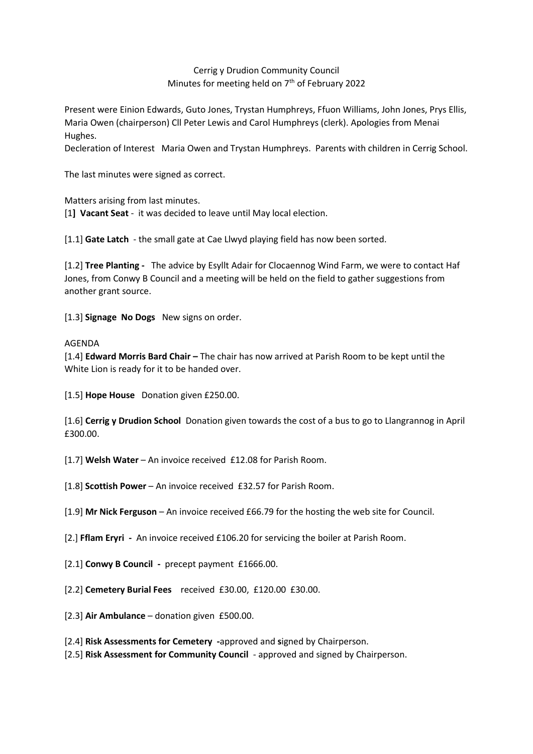Cerrig y Drudion Community Council
Minutes for meeting held on 7th of February 2022

Present were Einion Edwards, Guto Jones, Trystan Humphreys, Ffuon Williams, John Jones, Prys Ellis, Maria Owen (chairperson) Cll Peter Lewis and Carol Humphreys (clerk). Apologies from Menai Hughes.

Decleration of Interest   Maria Owen and Trystan Humphreys.  Parents with children in Cerrig School.

The last minutes were signed as correct.

Matters arising from last minutes.

[1**]** **Vacant Seat** - it was decided to leave until May local election.

[1.1] **Gate Latch** - the small gate at Cae Llwyd playing field has now been sorted.

[1.2] **Tree Planting -** The advice by Esyllt Adair for Clocaennog Wind Farm, we were to contact Haf Jones, from Conwy B Council and a meeting will be held on the field to gather suggestions from another grant source.

[1.3] **Signage No Dogs** New signs on order.

AGENDA

[1.4] **Edward Morris Bard Chair –** The chair has now arrived at Parish Room to be kept until the White Lion is ready for it to be handed over.

[1.5] **Hope House** Donation given £250.00.

[1.6] **Cerrig y Drudion School** Donation given towards the cost of a bus to go to Llangrannog in April £300.00.

[1.7] **Welsh Water** – An invoice received £12.08 for Parish Room.

[1.8] **Scottish Power** – An invoice received £32.57 for Parish Room.

[1.9] **Mr Nick Ferguson** – An invoice received £66.79 for the hosting the web site for Council.

[2.] **Fflam Eryri -** An invoice received £106.20 for servicing the boiler at Parish Room.

[2.1] **Conwy B Council -** precept payment £1666.00.

[2.2] **Cemetery Burial Fees** received £30.00, £120.00 £30.00.

[2.3] **Air Ambulance** – donation given £500.00.

[2.4] **Risk Assessments for Cemetery -**approved and **s**igned by Chairperson.

[2.5] **Risk Assessment for Community Council** - approved and signed by Chairperson.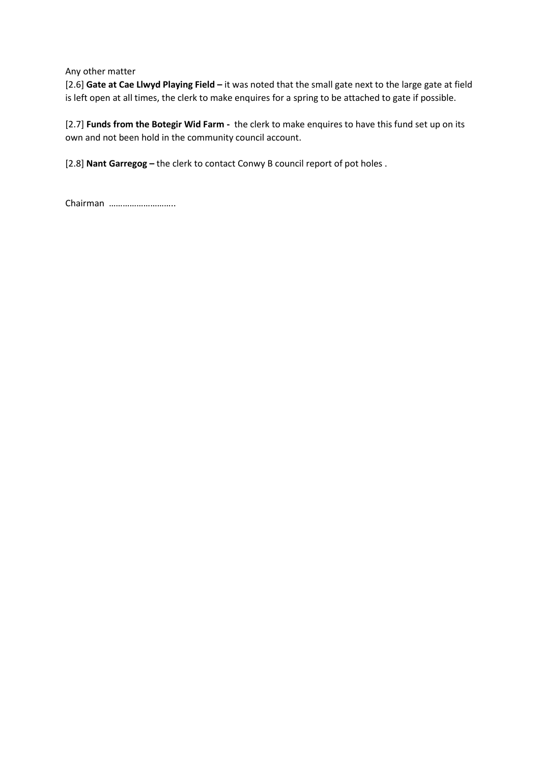Any other matter

[2.6] **Gate at Cae Llwyd Playing Field –** it was noted that the small gate next to the large gate at field is left open at all times, the clerk to make enquires for a spring to be attached to gate if possible.

[2.7] **Funds from the Botegir Wid Farm -** the clerk to make enquires to have this fund set up on its own and not been hold in the community council account.

[2.8] **Nant Garregog –** the clerk to contact Conwy B council report of pot holes .

Chairman ………………………..